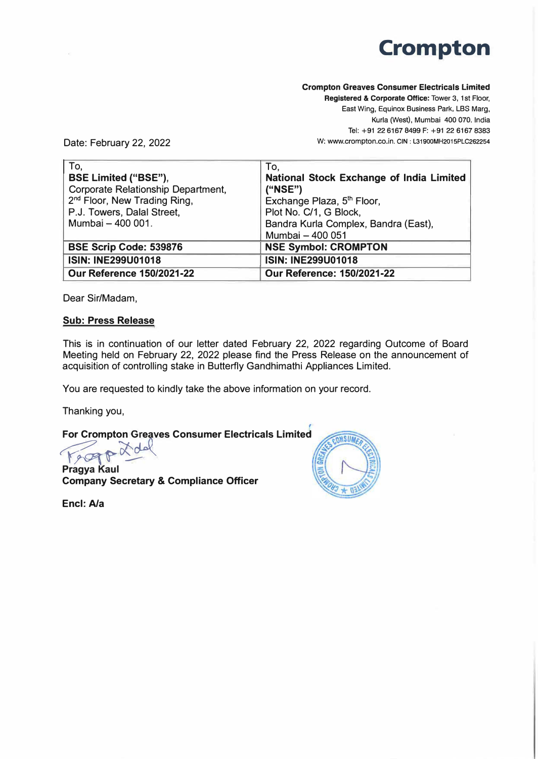# Crompton

**Crompton Greaves Consumer Electricals Limited**
**Registered & Corporate Office:** Tower 3, 1st Floor, East Wing, Equinox Business Park, LBS Marg, Kurla (West), Mumbai 400 070. India
Tel: +91 22 6167 8499 F: +91 22 6167 8383
W: www.crompton.co.in. CIN : L31900MH2015PLC262254

Date: February 22, 2022

| To,<br>**BSE Limited ("BSE"),**<br>Corporate Relationship Department,<br>2nd Floor, New Trading Ring,<br>P.J. Towers, Dalal Street,<br>Mumbai – 400 001. | To,<br>**National Stock Exchange of India Limited ("NSE")**<br>Exchange Plaza, 5th Floor,<br>Plot No. C/1, G Block,<br>Bandra Kurla Complex, Bandra (East),<br>Mumbai – 400 051 |
|---|---|
| **BSE Scrip Code: 539876** | **NSE Symbol: CROMPTON** |
| **ISIN: INE299U01018** | **ISIN: INE299U01018** |
| **Our Reference 150/2021-22** | **Our Reference: 150/2021-22** |

Dear Sir/Madam,

**Sub: Press Release**

This is in continuation of our letter dated February 22, 2022 regarding Outcome of Board Meeting held on February 22, 2022 please find the Press Release on the announcement of acquisition of controlling stake in Butterfly Gandhimathi Appliances Limited.

You are requested to kindly take the above information on your record.

Thanking you,

**For Crompton Greaves Consumer Electricals Limited**

**Pragya Kaul**
**Company Secretary & Compliance Officer**

**Encl: A/a**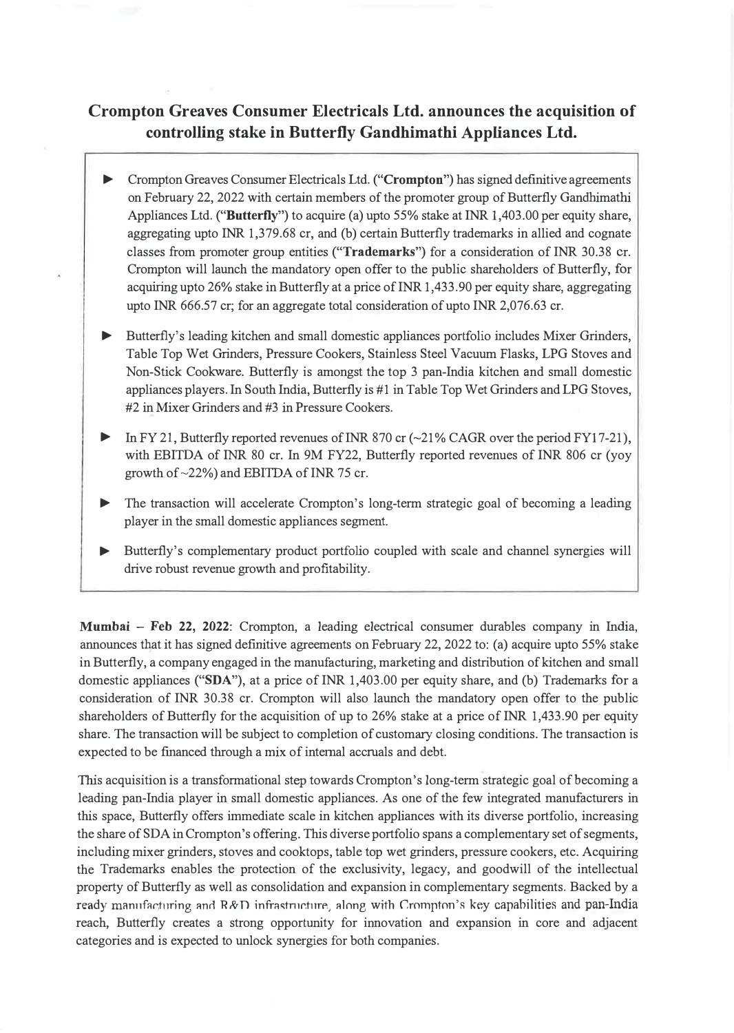# Crompton Greaves Consumer Electricals Ltd. announces the acquisition of controlling stake in Butterfly Gandhimathi Appliances Ltd.

- Crompton Greaves Consumer Electricals Ltd. ("**Crompton**") has signed definitive agreements on February 22, 2022 with certain members of the promoter group of Butterfly Gandhimathi Appliances Ltd. ("**Butterfly**") to acquire (a) upto 55% stake at INR 1,403.00 per equity share, aggregating upto INR 1,379.68 cr, and (b) certain Butterfly trademarks in allied and cognate classes from promoter group entities ("**Trademarks**") for a consideration of INR 30.38 cr. Crompton will launch the mandatory open offer to the public shareholders of Butterfly, for acquiring upto 26% stake in Butterfly at a price of INR 1,433.90 per equity share, aggregating upto INR 666.57 cr; for an aggregate total consideration of upto INR 2,076.63 cr.
- Butterfly's leading kitchen and small domestic appliances portfolio includes Mixer Grinders, Table Top Wet Grinders, Pressure Cookers, Stainless Steel Vacuum Flasks, LPG Stoves and Non-Stick Cookware. Butterfly is amongst the top 3 pan-India kitchen and small domestic appliances players. In South India, Butterfly is #1 in Table Top Wet Grinders and LPG Stoves, #2 in Mixer Grinders and #3 in Pressure Cookers.
- In FY 21, Butterfly reported revenues of INR 870 cr (~21% CAGR over the period FY17-21), with EBITDA of INR 80 cr. In 9M FY22, Butterfly reported revenues of INR 806 cr (yoy growth of ~22%) and EBITDA of INR 75 cr.
- The transaction will accelerate Crompton's long-term strategic goal of becoming a leading player in the small domestic appliances segment.
- Butterfly's complementary product portfolio coupled with scale and channel synergies will drive robust revenue growth and profitability.

**Mumbai – Feb 22, 2022**: Crompton, a leading electrical consumer durables company in India, announces that it has signed definitive agreements on February 22, 2022 to: (a) acquire upto 55% stake in Butterfly, a company engaged in the manufacturing, marketing and distribution of kitchen and small domestic appliances ("**SDA**"), at a price of INR 1,403.00 per equity share, and (b) Trademarks for a consideration of INR 30.38 cr. Crompton will also launch the mandatory open offer to the public shareholders of Butterfly for the acquisition of up to 26% stake at a price of INR 1,433.90 per equity share. The transaction will be subject to completion of customary closing conditions. The transaction is expected to be financed through a mix of internal accruals and debt.

This acquisition is a transformational step towards Crompton's long-term strategic goal of becoming a leading pan-India player in small domestic appliances. As one of the few integrated manufacturers in this space, Butterfly offers immediate scale in kitchen appliances with its diverse portfolio, increasing the share of SDA in Crompton's offering. This diverse portfolio spans a complementary set of segments, including mixer grinders, stoves and cooktops, table top wet grinders, pressure cookers, etc. Acquiring the Trademarks enables the protection of the exclusivity, legacy, and goodwill of the intellectual property of Butterfly as well as consolidation and expansion in complementary segments. Backed by a ready manufacturing and R&D infrastructure, along with Crompton's key capabilities and pan-India reach, Butterfly creates a strong opportunity for innovation and expansion in core and adjacent categories and is expected to unlock synergies for both companies.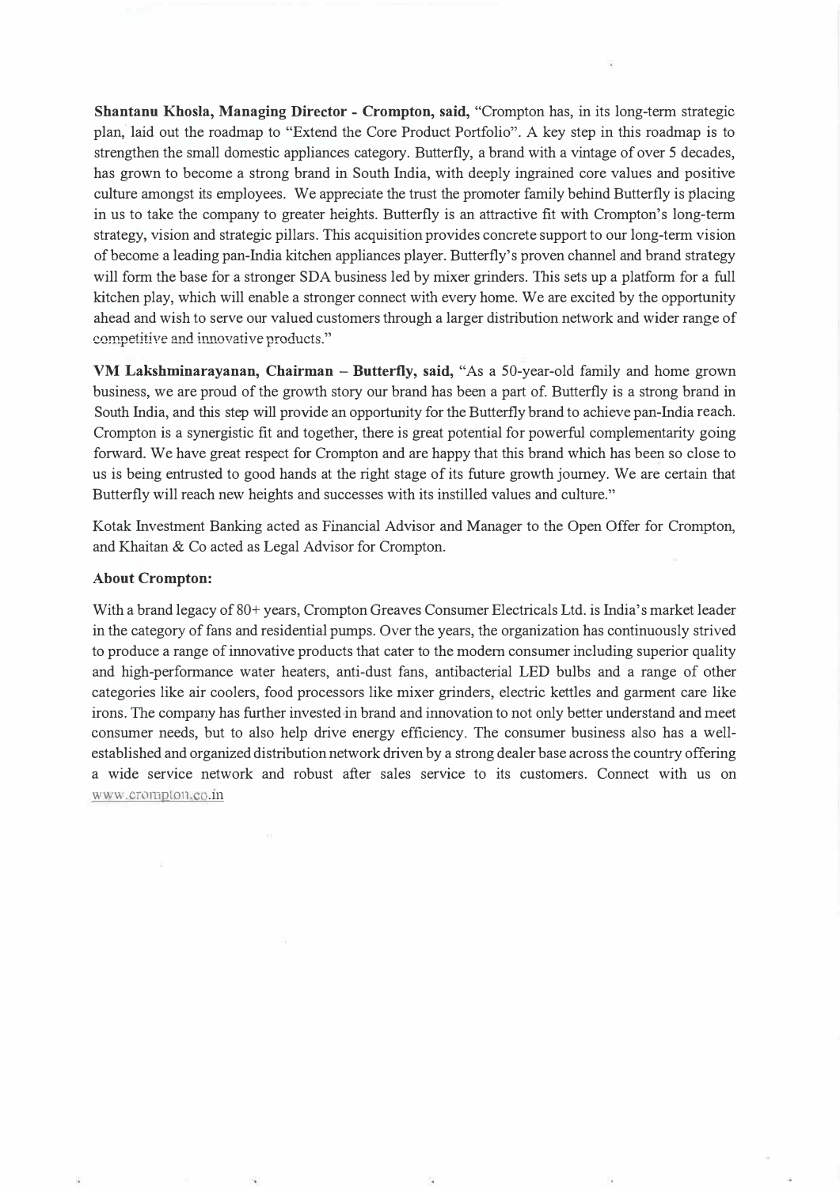**Shantanu Khosla, Managing Director - Crompton, said,** "Crompton has, in its long-term strategic plan, laid out the roadmap to "Extend the Core Product Portfolio". A key step in this roadmap is to strengthen the small domestic appliances category. Butterfly, a brand with a vintage of over 5 decades, has grown to become a strong brand in South India, with deeply ingrained core values and positive culture amongst its employees. We appreciate the trust the promoter family behind Butterfly is placing in us to take the company to greater heights. Butterfly is an attractive fit with Crompton's long-term strategy, vision and strategic pillars. This acquisition provides concrete support to our long-term vision of become a leading pan-India kitchen appliances player. Butterfly's proven channel and brand strategy will form the base for a stronger SDA business led by mixer grinders. This sets up a platform for a full kitchen play, which will enable a stronger connect with every home. We are excited by the opportunity ahead and wish to serve our valued customers through a larger distribution network and wider range of competitive and innovative products."

**VM Lakshminarayanan, Chairman – Butterfly, said,** "As a 50-year-old family and home grown business, we are proud of the growth story our brand has been a part of. Butterfly is a strong brand in South India, and this step will provide an opportunity for the Butterfly brand to achieve pan-India reach. Crompton is a synergistic fit and together, there is great potential for powerful complementarity going forward. We have great respect for Crompton and are happy that this brand which has been so close to us is being entrusted to good hands at the right stage of its future growth journey. We are certain that Butterfly will reach new heights and successes with its instilled values and culture."

Kotak Investment Banking acted as Financial Advisor and Manager to the Open Offer for Crompton, and Khaitan & Co acted as Legal Advisor for Crompton.

**About Crompton:**

With a brand legacy of 80+ years, Crompton Greaves Consumer Electricals Ltd. is India's market leader in the category of fans and residential pumps. Over the years, the organization has continuously strived to produce a range of innovative products that cater to the modern consumer including superior quality and high-performance water heaters, anti-dust fans, antibacterial LED bulbs and a range of other categories like air coolers, food processors like mixer grinders, electric kettles and garment care like irons. The company has further invested in brand and innovation to not only better understand and meet consumer needs, but to also help drive energy efficiency. The consumer business also has a well-established and organized distribution network driven by a strong dealer base across the country offering a wide service network and robust after sales service to its customers. Connect with us on www.crompton.co.in